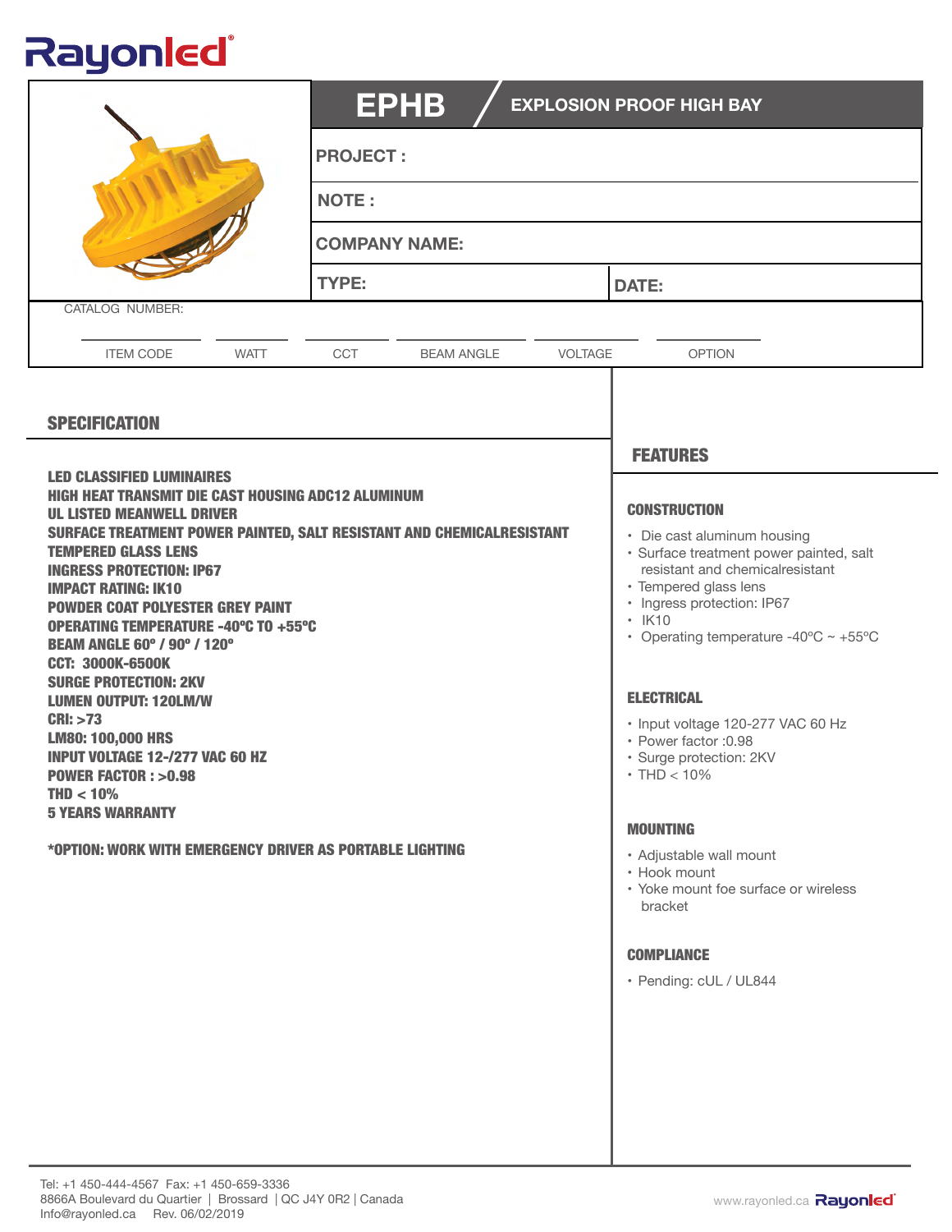Rayonled

# EPHB / EXPLOSION PROOF HIGH BAY

| | |
|---|---|
| **PROJECT :** | |
| **NOTE :** | |
| **COMPANY NAME:** | |
| **TYPE:** | **DATE:** |

CATALOG NUMBER:

| ITEM CODE | WATT | CCT | BEAM ANGLE | VOLTAGE | OPTION |
|---|---|---|---|---|---|
| | | | | | |

## SPECIFICATION

**LED CLASSIFIED LUMINAIRES**
**HIGH HEAT TRANSMIT DIE CAST HOUSING ADC12 ALUMINUM**
**UL LISTED MEANWELL DRIVER**
**SURFACE TREATMENT POWER PAINTED, SALT RESISTANT AND CHEMICALRESISTANT**
**TEMPERED GLASS LENS**
**INGRESS PROTECTION: IP67**
**IMPACT RATING: IK10**
**POWDER COAT POLYESTER GREY PAINT**
**OPERATING TEMPERATURE -40ºC TO +55ºC**
**BEAM ANGLE 60º / 90º / 120º**
**CCT: 3000K-6500K**
**SURGE PROTECTION: 2KV**
**LUMEN OUTPUT: 120LM/W**
**CRI: >73**
**LM80: 100,000 HRS**
**INPUT VOLTAGE 12-/277 VAC 60 HZ**
**POWER FACTOR : >0.98**
**THD < 10%**
**5 YEARS WARRANTY**

**\*OPTION: WORK WITH EMERGENCY DRIVER AS PORTABLE LIGHTING**

## FEATURES

### CONSTRUCTION

- Die cast aluminum housing
- Surface treatment power painted, salt resistant and chemicalresistant
- Tempered glass lens
- Ingress protection: IP67
- IK10
- Operating temperature -40ºC ~ +55ºC

### ELECTRICAL

- Input voltage 120-277 VAC 60 Hz
- Power factor :0.98
- Surge protection: 2KV
- THD < 10%

### MOUNTING

- Adjustable wall mount
- Hook mount
- Yoke mount foe surface or wireless bracket

### COMPLIANCE

- Pending: cUL / UL844

Tel: +1 450-444-4567 Fax: +1 450-659-3336
8866A Boulevard du Quartier | Brossard | QC J4Y 0R2 | Canada
Info@rayonled.ca Rev. 06/02/2019

www.rayonled.ca Rayonled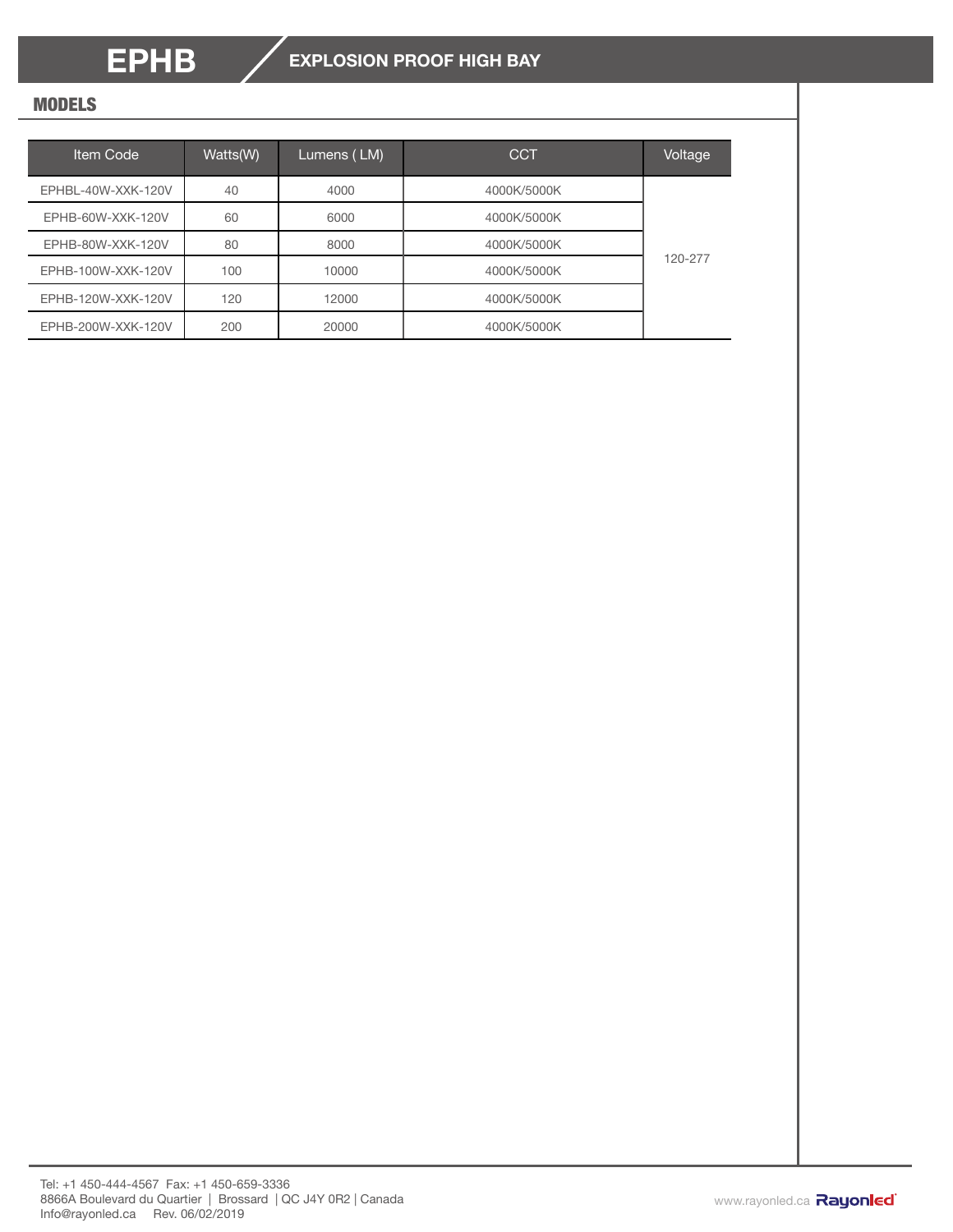# EPHB

## EXPLOSION PROOF HIGH BAY

### MODELS

| Item Code | Watts(W) | Lumens ( LM) | CCT | Voltage |
|---|---|---|---|---|
| EPHBL-40W-XXK-120V | 40 | 4000 | 4000K/5000K | 120-277 |
| EPHB-60W-XXK-120V | 60 | 6000 | 4000K/5000K | |
| EPHB-80W-XXK-120V | 80 | 8000 | 4000K/5000K | |
| EPHB-100W-XXK-120V | 100 | 10000 | 4000K/5000K | |
| EPHB-120W-XXK-120V | 120 | 12000 | 4000K/5000K | |
| EPHB-200W-XXK-120V | 200 | 20000 | 4000K/5000K | |

Tel: +1 450-444-4567 Fax: +1 450-659-3336
8866A Boulevard du Quartier | Brossard | QC J4Y 0R2 | Canada
Info@rayonled.ca Rev. 06/02/2019

www.rayonled.ca Rayonled